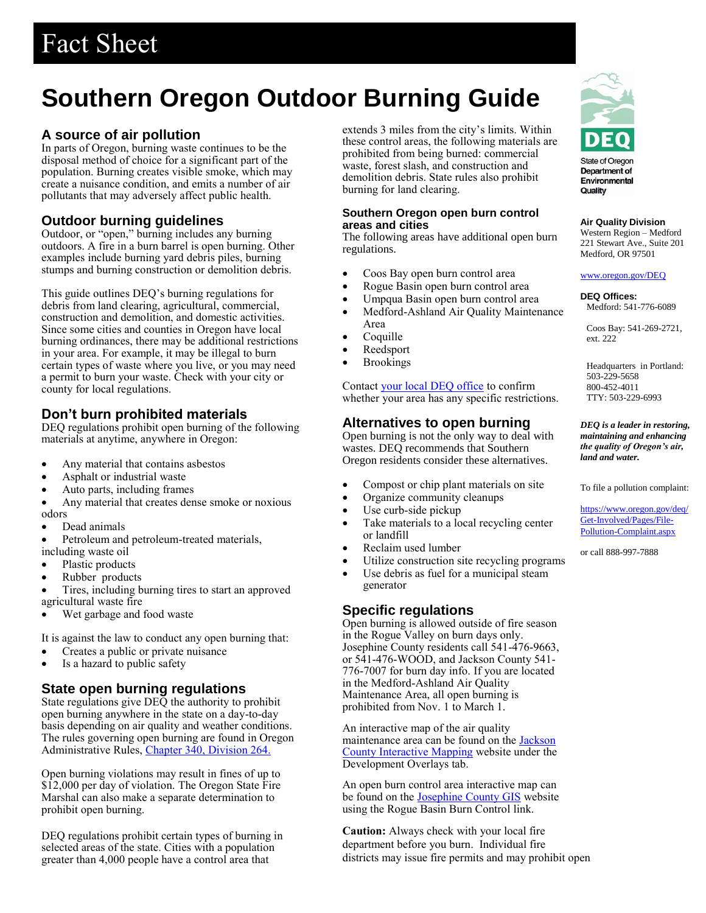# Fact Sheet

# Southern Oregon Outdoor Burning Guide

## A source of air pollution

In parts of Oregon, burning waste continues to be the disposal method of choice for a significant part of the population. Burning creates visible smoke, which may create a nuisance condition, and emits a number of air pollutants that may adversely affect public health.

## Outdoor burning guidelines

Outdoor, or "open," burning includes any burning outdoors. A fire in a burn barrel is open burning. Other examples include burning yard debris piles, burning stumps and burning construction or demolition debris.

This guide outlines DEQ's burning regulations for debris from land clearing, agricultural, commercial, construction and demolition, and domestic activities. Since some cities and counties in Oregon have local burning ordinances, there may be additional restrictions in your area. For example, it may be illegal to burn certain types of waste where you live, or you may need a permit to burn your waste. Check with your city or county for local regulations.

## Don't burn prohibited materials

DEQ regulations prohibit open burning of the following materials at anytime, anywhere in Oregon:

- Any material that contains asbestos
- Asphalt or industrial waste
- Auto parts, including frames
- Any material that creates dense smoke or noxious odors
- Dead animals
- Petroleum and petroleum-treated materials, including waste oil
- Plastic products
- Rubber products
- Tires, including burning tires to start an approved agricultural waste fire
- Wet garbage and food waste

It is against the law to conduct any open burning that:

- Creates a public or private nuisance
- Is a hazard to public safety

## State open burning regulations

State regulations give DEQ the authority to prohibit open burning anywhere in the state on a day-to-day basis depending on air quality and weather conditions. The rules governing open burning are found in Oregon Administrative Rules, Chapter 340, Division 264.

Open burning violations may result in fines of up to $12,000 per day of violation. The Oregon State Fire Marshal can also make a separate determination to prohibit open burning.

DEQ regulations prohibit certain types of burning in selected areas of the state. Cities with a population greater than 4,000 people have a control area that extends 3 miles from the city's limits. Within these control areas, the following materials are prohibited from being burned: commercial waste, forest slash, and construction and demolition debris. State rules also prohibit burning for land clearing.

### Southern Oregon open burn control areas and cities

The following areas have additional open burn regulations.

- Coos Bay open burn control area
- Rogue Basin open burn control area
- Umpqua Basin open burn control area
- Medford-Ashland Air Quality Maintenance Area
- Coquille
- Reedsport
- Brookings

Contact your local DEQ office to confirm whether your area has any specific restrictions.

## Alternatives to open burning

Open burning is not the only way to deal with wastes. DEQ recommends that Southern Oregon residents consider these alternatives.

- Compost or chip plant materials on site
- Organize community cleanups
- Use curb-side pickup
- Take materials to a local recycling center or landfill
- Reclaim used lumber
- Utilize construction site recycling programs
- Use debris as fuel for a municipal steam generator

## Specific regulations

Open burning is allowed outside of fire season in the Rogue Valley on burn days only. Josephine County residents call 541-476-9663, or 541-476-WOOD, and Jackson County 541-776-7007 for burn day info. If you are located in the Medford-Ashland Air Quality Maintenance Area, all open burning is prohibited from Nov. 1 to March 1.

An interactive map of the air quality maintenance area can be found on the Jackson County Interactive Mapping website under the Development Overlays tab.

An open burn control area interactive map can be found on the Josephine County GIS website using the Rogue Basin Burn Control link.

**Caution:** Always check with your local fire department before you burn. Individual fire districts may issue fire permits and may prohibit open

---

State of Oregon Department of Environmental Quality

**Air Quality Division**
Western Region – Medford
221 Stewart Ave., Suite 201
Medford, OR 97501

www.oregon.gov/DEQ

**DEQ Offices:**
Medford: 541-776-6089

Coos Bay: 541-269-2721, ext. 222

Headquarters in Portland:
503-229-5658
800-452-4011
TTY: 503-229-6993

***DEQ is a leader in restoring, maintaining and enhancing the quality of Oregon's air, land and water.***

To file a pollution complaint:

https://www.oregon.gov/deq/Get-Involved/Pages/File-Pollution-Complaint.aspx

or call 888-997-7888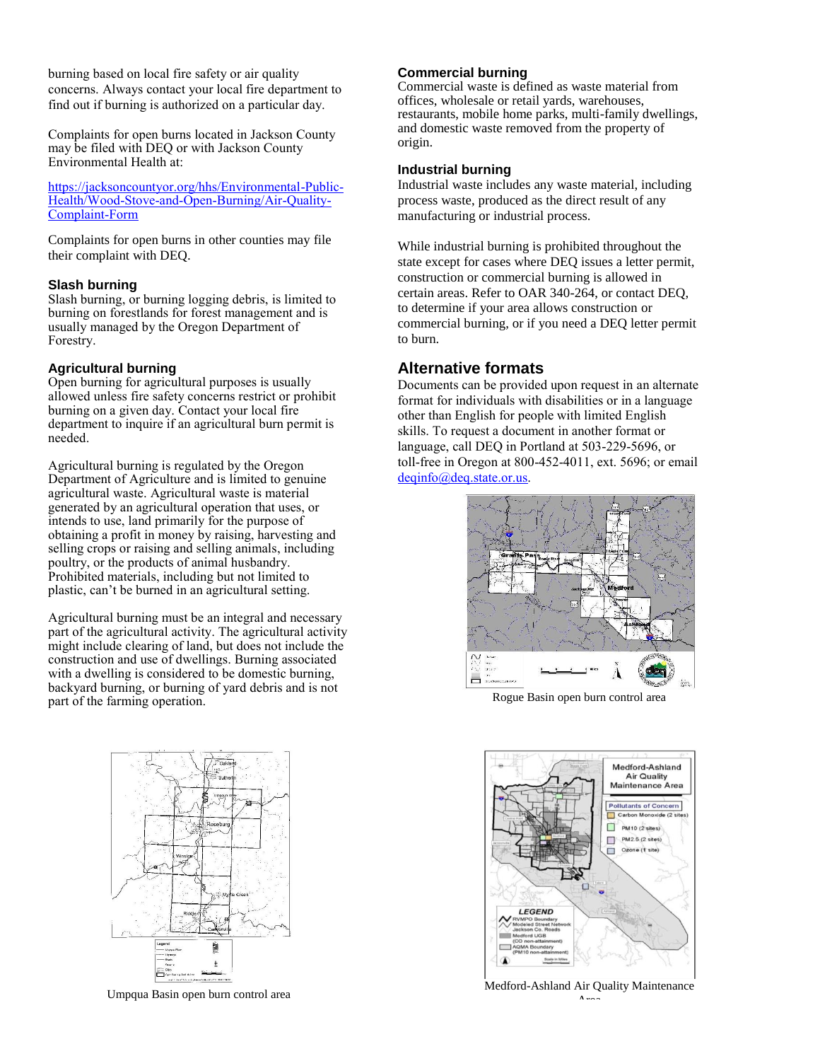burning based on local fire safety or air quality concerns. Always contact your local fire department to find out if burning is authorized on a particular day.

Complaints for open burns located in Jackson County may be filed with DEQ or with Jackson County Environmental Health at:

[https://jacksoncountyor.org/hhs/Environmental-Public-Health/Wood-Stove-and-Open-Burning/Air-Quality-Complaint-Form](https://jacksoncountyor.org/hhs/Environmental-Public-Health/Wood-Stove-and-Open-Burning/Air-Quality-Complaint-Form)

Complaints for open burns in other counties may file their complaint with DEQ.

### Slash burning

Slash burning, or burning logging debris, is limited to burning on forestlands for forest management and is usually managed by the Oregon Department of Forestry.

### Agricultural burning

Open burning for agricultural purposes is usually allowed unless fire safety concerns restrict or prohibit burning on a given day. Contact your local fire department to inquire if an agricultural burn permit is needed.

Agricultural burning is regulated by the Oregon Department of Agriculture and is limited to genuine agricultural waste. Agricultural waste is material generated by an agricultural operation that uses, or intends to use, land primarily for the purpose of obtaining a profit in money by raising, harvesting and selling crops or raising and selling animals, including poultry, or the products of animal husbandry. Prohibited materials, including but not limited to plastic, can't be burned in an agricultural setting.

Agricultural burning must be an integral and necessary part of the agricultural activity. The agricultural activity might include clearing of land, but does not include the construction and use of dwellings. Burning associated with a dwelling is considered to be domestic burning, backyard burning, or burning of yard debris and is not part of the farming operation.

### Commercial burning

Commercial waste is defined as waste material from offices, wholesale or retail yards, warehouses, restaurants, mobile home parks, multi-family dwellings, and domestic waste removed from the property of origin.

### Industrial burning

Industrial waste includes any waste material, including process waste, produced as the direct result of any manufacturing or industrial process.

While industrial burning is prohibited throughout the state except for cases where DEQ issues a letter permit, construction or commercial burning is allowed in certain areas. Refer to OAR 340-264, or contact DEQ, to determine if your area allows construction or commercial burning, or if you need a DEQ letter permit to burn.

## Alternative formats

Documents can be provided upon request in an alternate format for individuals with disabilities or in a language other than English for people with limited English skills. To request a document in another format or language, call DEQ in Portland at 503-229-5696, or toll-free in Oregon at 800-452-4011, ext. 5696; or email [deqinfo@deq.state.or.us](mailto:deqinfo@deq.state.or.us).

Rogue Basin open burn control area

Umpqua Basin open burn control area

Medford-Ashland Air Quality Maintenance Area